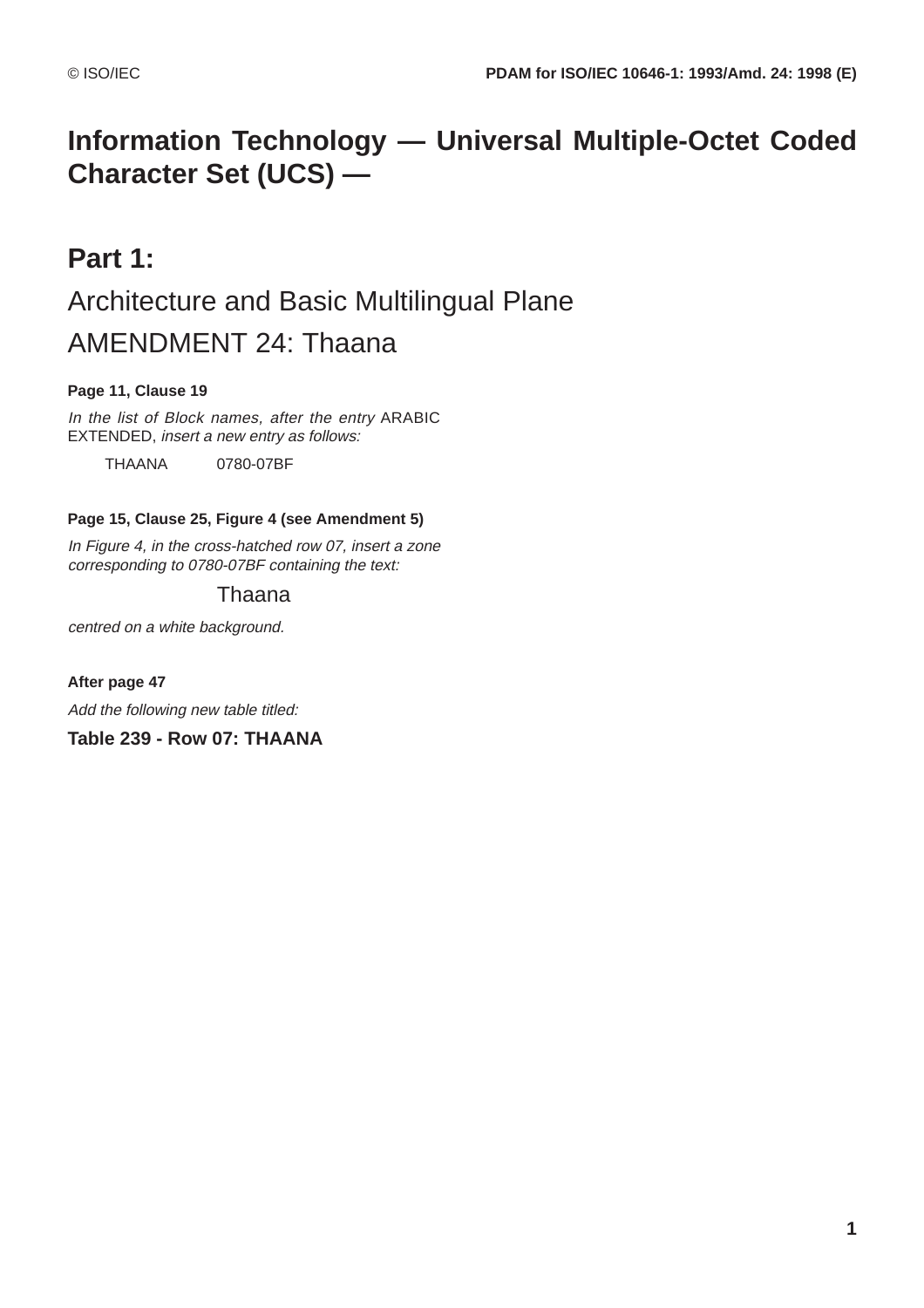# Information Technology — Universal Multiple-Octet Coded Character Set (UCS) —

## Part 1:

## Architecture and Basic Multilingual Plane

## AMENDMENT 24: Thaana

**Page 11, Clause 19**

*In the list of Block names, after the entry* ARABIC EXTENDED, *insert a new entry as follows:*

THAANA 0780-07BF

**Page 15, Clause 25, Figure 4 (see Amendment 5)**

*In Figure 4, in the cross-hatched row 07, insert a zone corresponding to 0780-07BF containing the text:*

Thaana

*centred on a white background.*

**After page 47**

*Add the following new table titled:*

**Table 239 - Row 07: THAANA**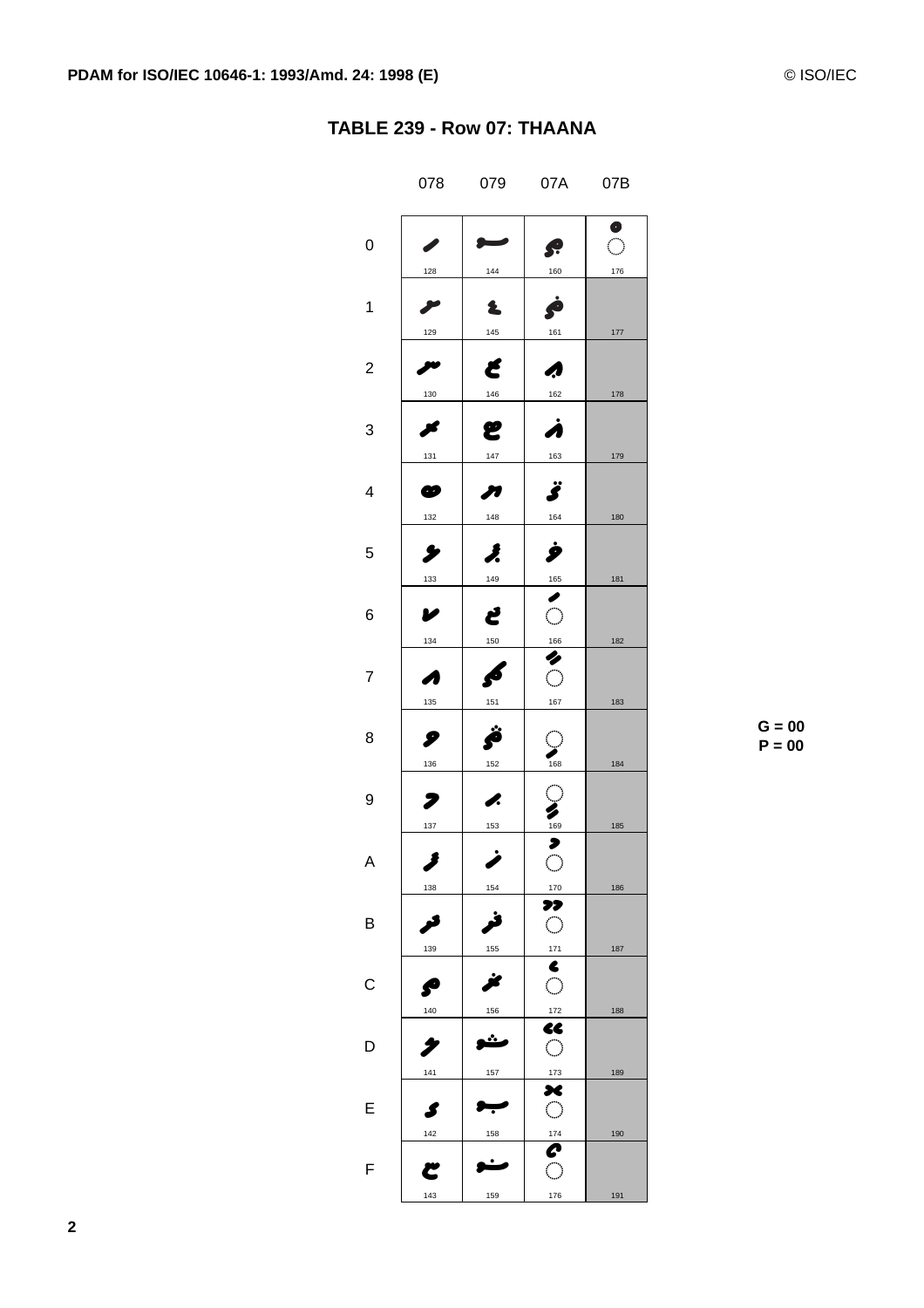## TABLE 239 - Row 07: THAANA

| | 078 | 079 | 07A | 07B |
|---|---|---|---|---|
| 0 | ހ 128 | ސ 144 | ޠ 160 | ◌ް 176 |
| 1 | ށ 129 | ޑ 145 | ޡ 161 | 177 |
| 2 | ނ 130 | ޒ 146 | ޢ 162 | 178 |
| 3 | ރ 131 | ޓ 147 | ޣ 163 | 179 |
| 4 | ބ 132 | ޔ 148 | ޤ 164 | 180 |
| 5 | ޅ 133 | ޕ 149 | ޥ 165 | 181 |
| 6 | ކ 134 | ޖ 150 | ◌ަ 166 | 182 |
| 7 | އ 135 | ޗ 151 | ◌ާ 167 | 183 |
| 8 | ވ 136 | ޘ 152 | ◌ި 168 | 184 |
| 9 | މ 137 | ޙ 153 | ◌ީ 169 | 185 |
| A | ފ 138 | ޚ 154 | ◌ު 170 | 186 |
| B | ދ 139 | ޛ 155 | ◌ޫ 171 | 187 |
| C | ތ 140 | ޜ 156 | ◌ެ 172 | 188 |
| D | ލ 141 | ޝ 157 | ◌ޭ 173 | 189 |
| E | ގ 142 | ޞ 158 | ◌ޮ 174 | 190 |
| F | ޏ 143 | ޟ 159 | ◌ޯ 176 | 191 |

G = 00
P = 00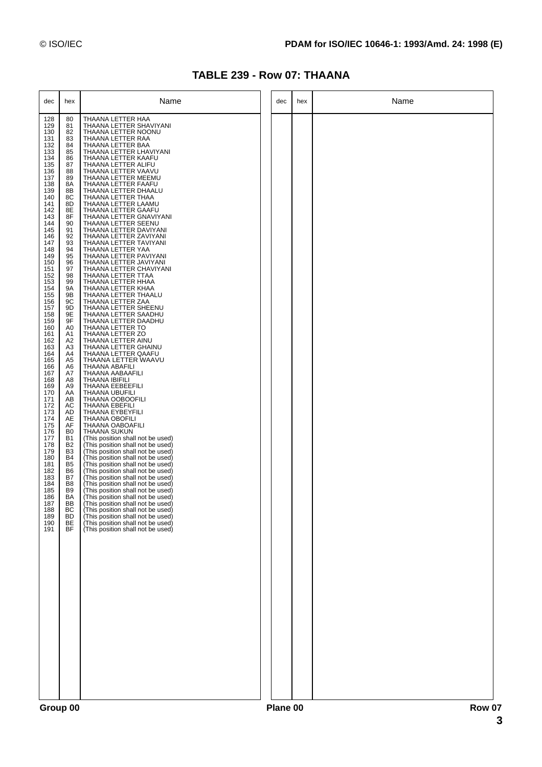# TABLE 239 - Row 07: THAANA

| dec | hex | Name |
|---|---|---|
| 128 | 80 | THAANA LETTER HAA |
| 129 | 81 | THAANA LETTER SHAVIYANI |
| 130 | 82 | THAANA LETTER NOONU |
| 131 | 83 | THAANA LETTER RAA |
| 132 | 84 | THAANA LETTER BAA |
| 133 | 85 | THAANA LETTER LHAVIYANI |
| 134 | 86 | THAANA LETTER KAAFU |
| 135 | 87 | THAANA LETTER ALIFU |
| 136 | 88 | THAANA LETTER VAAVU |
| 137 | 89 | THAANA LETTER MEEMU |
| 138 | 8A | THAANA LETTER FAAFU |
| 139 | 8B | THAANA LETTER DHAALU |
| 140 | 8C | THAANA LETTER THAA |
| 141 | 8D | THAANA LETTER LAAMU |
| 142 | 8E | THAANA LETTER GAAFU |
| 143 | 8F | THAANA LETTER GNAVIYANI |
| 144 | 90 | THAANA LETTER SEENU |
| 145 | 91 | THAANA LETTER DAVIYANI |
| 146 | 92 | THAANA LETTER ZAVIYANI |
| 147 | 93 | THAANA LETTER TAVIYANI |
| 148 | 94 | THAANA LETTER YAA |
| 149 | 95 | THAANA LETTER PAVIYANI |
| 150 | 96 | THAANA LETTER JAVIYANI |
| 151 | 97 | THAANA LETTER CHAVIYANI |
| 152 | 98 | THAANA LETTER TTAA |
| 153 | 99 | THAANA LETTER HHAA |
| 154 | 9A | THAANA LETTER KHAA |
| 155 | 9B | THAANA LETTER THAALU |
| 156 | 9C | THAANA LETTER ZAA |
| 157 | 9D | THAANA LETTER SHEENU |
| 158 | 9E | THAANA LETTER SAADHU |
| 159 | 9F | THAANA LETTER DAADHU |
| 160 | A0 | THAANA LETTER TO |
| 161 | A1 | THAANA LETTER ZO |
| 162 | A2 | THAANA LETTER AINU |
| 163 | A3 | THAANA LETTER GHAINU |
| 164 | A4 | THAANA LETTER QAAFU |
| 165 | A5 | THAANA LETTER WAAVU |
| 166 | A6 | THAANA ABAFILI |
| 167 | A7 | THAANA AABAAFILI |
| 168 | A8 | THAANA IBIFILI |
| 169 | A9 | THAANA EEBEEFILI |
| 170 | AA | THAANA UBUFILI |
| 171 | AB | THAANA OOBOOFILI |
| 172 | AC | THAANA EBEFILI |
| 173 | AD | THAANA EYBEYFILI |
| 174 | AE | THAANA OBOFILI |
| 175 | AF | THAANA OABOAFILI |
| 176 | B0 | THAANA SUKUN |
| 177 | B1 | (This position shall not be used) |
| 178 | B2 | (This position shall not be used) |
| 179 | B3 | (This position shall not be used) |
| 180 | B4 | (This position shall not be used) |
| 181 | B5 | (This position shall not be used) |
| 182 | B6 | (This position shall not be used) |
| 183 | B7 | (This position shall not be used) |
| 184 | B8 | (This position shall not be used) |
| 185 | B9 | (This position shall not be used) |
| 186 | BA | (This position shall not be used) |
| 187 | BB | (This position shall not be used) |
| 188 | BC | (This position shall not be used) |
| 189 | BD | (This position shall not be used) |
| 190 | BE | (This position shall not be used) |
| 191 | BF | (This position shall not be used) |

Group 00 Plane 00 Row 07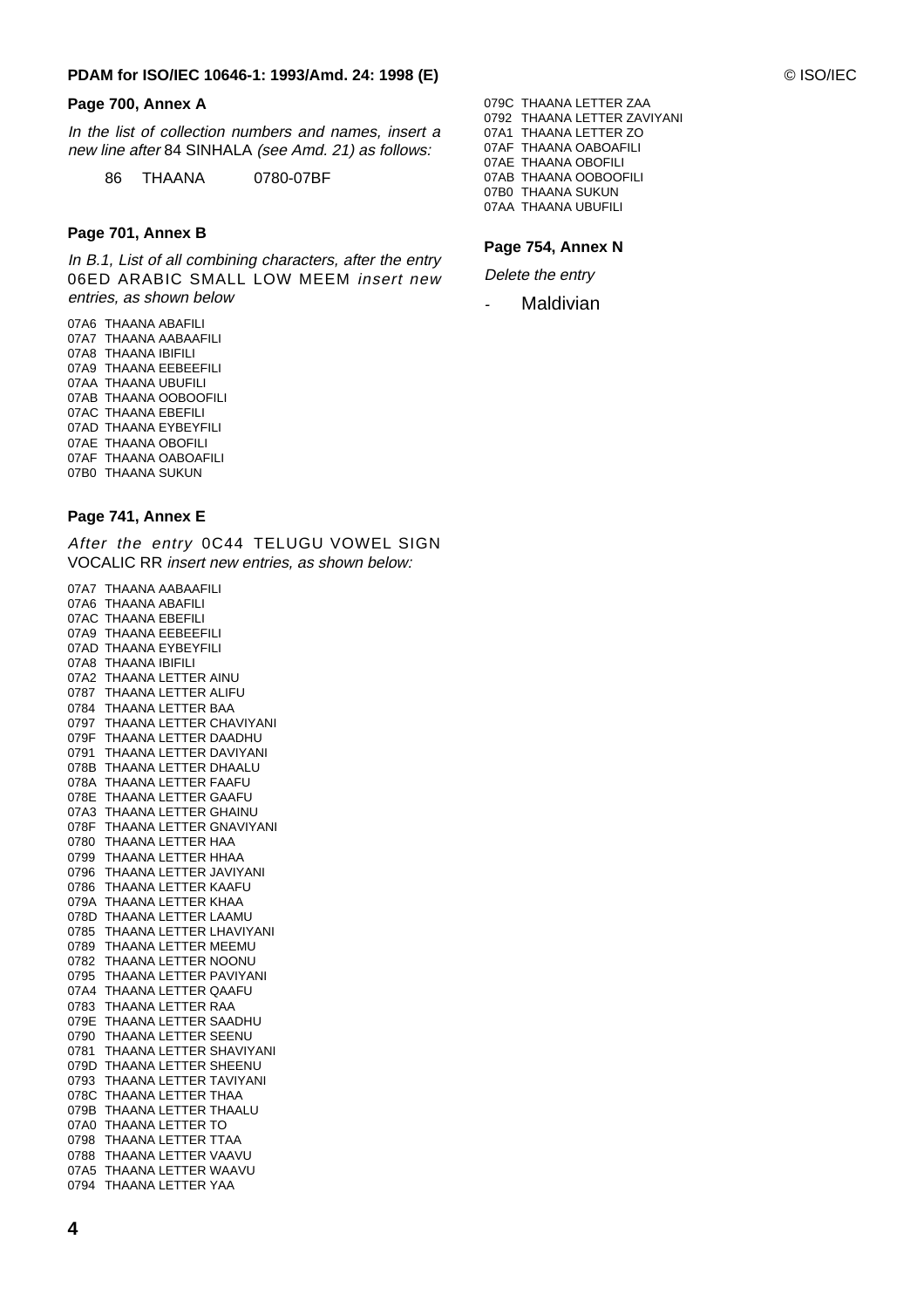### Page 700, Annex A

*In the list of collection numbers and names, insert a new line after* 84 SINHALA *(see Amd. 21) as follows:*

86 THAANA 0780-07BF

### Page 701, Annex B

*In B.1, List of all combining characters, after the entry* 06ED ARABIC SMALL LOW MEEM *insert new entries, as shown below*

07A6 THAANA ABAFILI
07A7 THAANA AABAAFILI
07A8 THAANA IBIFILI
07A9 THAANA EEBEEFILI
07AA THAANA UBUFILI
07AB THAANA OOBOOFILI
07AC THAANA EBEFILI
07AD THAANA EYBEYFILI
07AE THAANA OBOFILI
07AF THAANA OABOAFILI
07B0 THAANA SUKUN

### Page 741, Annex E

*After the entry* 0C44 TELUGU VOWEL SIGN VOCALIC RR *insert new entries, as shown below:*

07A7 THAANA AABAAFILI
07A6 THAANA ABAFILI
07AC THAANA EBEFILI
07A9 THAANA EEBEEFILI
07AD THAANA EYBEYFILI
07A8 THAANA IBIFILI
07A2 THAANA LETTER AINU
0787 THAANA LETTER ALIFU
0784 THAANA LETTER BAA
0797 THAANA LETTER CHAVIYANI
079F THAANA LETTER DAADHU
0791 THAANA LETTER DAVIYANI
078B THAANA LETTER DHAALU
078A THAANA LETTER FAAFU
078E THAANA LETTER GAAFU
07A3 THAANA LETTER GHAINU
078F THAANA LETTER GNAVIYANI
0780 THAANA LETTER HAA
0799 THAANA LETTER HHAA
0796 THAANA LETTER JAVIYANI
0786 THAANA LETTER KAAFU
079A THAANA LETTER KHAA
078D THAANA LETTER LAAMU
0785 THAANA LETTER LHAVIYANI
0789 THAANA LETTER MEEMU
0782 THAANA LETTER NOONU
0795 THAANA LETTER PAVIYANI
07A4 THAANA LETTER QAAFU
0783 THAANA LETTER RAA
079E THAANA LETTER SAADHU
0790 THAANA LETTER SEENU
0781 THAANA LETTER SHAVIYANI
079D THAANA LETTER SHEENU
0793 THAANA LETTER TAVIYANI
078C THAANA LETTER THAA
079B THAANA LETTER THAALU
07A0 THAANA LETTER TO
0798 THAANA LETTER TTAA
0788 THAANA LETTER VAAVU
07A5 THAANA LETTER WAAVU
0794 THAANA LETTER YAA
079C THAANA LETTER ZAA
0792 THAANA LETTER ZAVIYANI
07A1 THAANA LETTER ZO
07AF THAANA OABOAFILI
07AE THAANA OBOFILI
07AB THAANA OOBOOFILI
07B0 THAANA SUKUN
07AA THAANA UBUFILI

### Page 754, Annex N

*Delete the entry*

- Maldivian